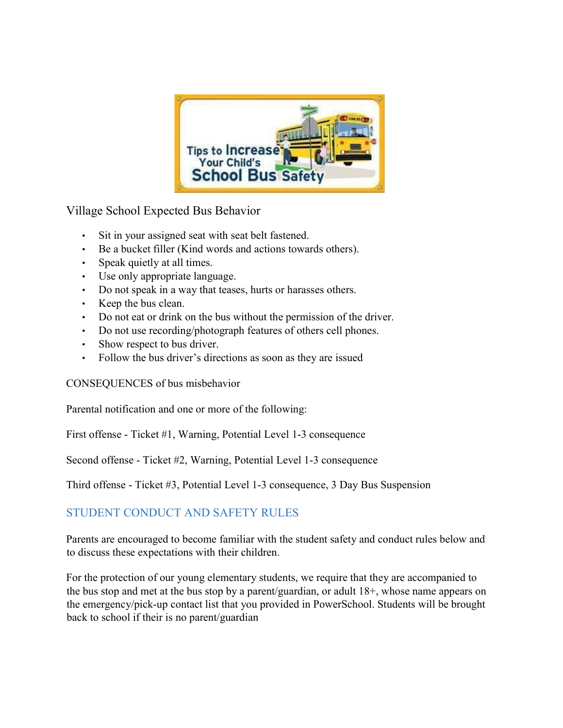Village School Expected Bus Behavior

- Sit in your assigned seat with seat belt fastened.
- Be a bucket filler (Kind words and actions towards others).
- Speak quietly at all times.
- Use only appropriate language.
- Do not speak in a way that teases, hurts or harasses others.
- Keep the bus clean.
- Do not eat or drink on the bus without the permission of the driver.
- Do not use recording/photograph features of others cell phones.
- Show respect to bus driver.
- Follow the bus driver's directions as soon as they are issued

CONSEQUENCES of bus misbehavior

Parental notification and one or more of the following:

First offense - Ticket #1, Warning, Potential Level 1-3 consequence

Second offense - Ticket #2, Warning, Potential Level 1-3 consequence

Third offense - Ticket #3, Potential Level 1-3 consequence, 3 Day Bus Suspension

## STUDENT CONDUCT AND SAFETY RULES

Parents are encouraged to become familiar with the student safety and conduct rules below and to discuss these expectations with their children.

For the protection of our young elementary students, we require that they are accompanied to the bus stop and met at the bus stop by a parent/guardian, or adult 18+, whose name appears on the emergency/pick-up contact list that you provided in PowerSchool. Students will be brought back to school if their is no parent/guardian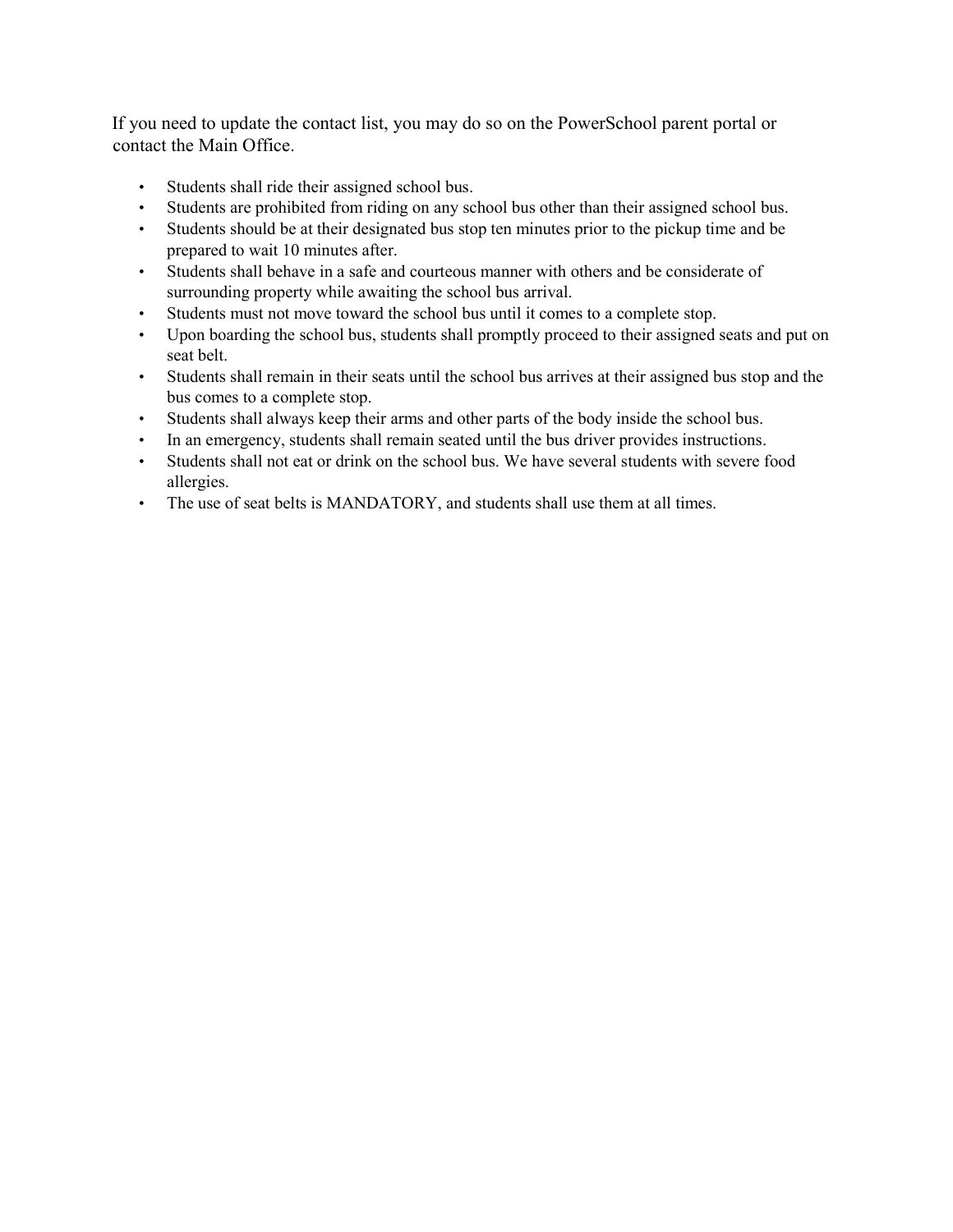If you need to update the contact list, you may do so on the PowerSchool parent portal or contact the Main Office.

- Students shall ride their assigned school bus.
- Students are prohibited from riding on any school bus other than their assigned school bus.
- Students should be at their designated bus stop ten minutes prior to the pickup time and be prepared to wait 10 minutes after.
- Students shall behave in a safe and courteous manner with others and be considerate of surrounding property while awaiting the school bus arrival.
- Students must not move toward the school bus until it comes to a complete stop.
- Upon boarding the school bus, students shall promptly proceed to their assigned seats and put on seat belt.
- Students shall remain in their seats until the school bus arrives at their assigned bus stop and the bus comes to a complete stop.
- Students shall always keep their arms and other parts of the body inside the school bus.
- In an emergency, students shall remain seated until the bus driver provides instructions.
- Students shall not eat or drink on the school bus. We have several students with severe food allergies.
- The use of seat belts is MANDATORY, and students shall use them at all times.